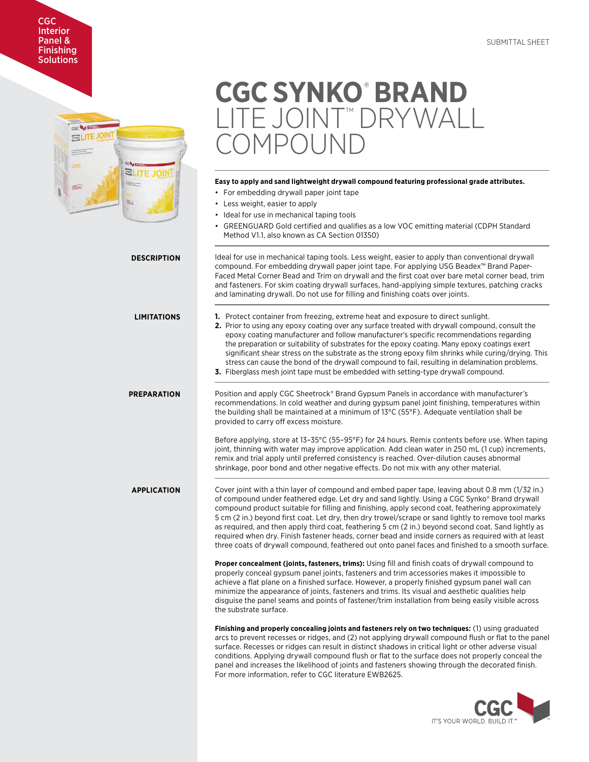CGC Interior Panel & Finishing Solutions

SUBMITTAL SHEET

# CGC SYNKO® BRAND LITE JOINT™ DRYWALL COMPOUND

**Easy to apply and sand lightweight drywall compound featuring professional grade attributes.**

- For embedding drywall paper joint tape
- Less weight, easier to apply
- Ideal for use in mechanical taping tools
- GREENGUARD Gold certified and qualifies as a low VOC emitting material (CDPH Standard Method V1.1, also known as CA Section 01350)

## DESCRIPTION

Ideal for use in mechanical taping tools. Less weight, easier to apply than conventional drywall compound. For embedding drywall paper joint tape. For applying USG Beadex™ Brand Paper-Faced Metal Corner Bead and Trim on drywall and the first coat over bare metal corner bead, trim and fasteners. For skim coating drywall surfaces, hand-applying simple textures, patching cracks and laminating drywall. Do not use for filling and finishing coats over joints.

## LIMITATIONS

1. Protect container from freezing, extreme heat and exposure to direct sunlight.
2. Prior to using any epoxy coating over any surface treated with drywall compound, consult the epoxy coating manufacturer and follow manufacturer's specific recommendations regarding the preparation or suitability of substrates for the epoxy coating. Many epoxy coatings exert significant shear stress on the substrate as the strong epoxy film shrinks while curing/drying. This stress can cause the bond of the drywall compound to fail, resulting in delamination problems.
3. Fiberglass mesh joint tape must be embedded with setting-type drywall compound.

## PREPARATION

Position and apply CGC Sheetrock® Brand Gypsum Panels in accordance with manufacturer's recommendations. In cold weather and during gypsum panel joint finishing, temperatures within the building shall be maintained at a minimum of 13°C (55°F). Adequate ventilation shall be provided to carry off excess moisture.

Before applying, store at 13–35°C (55–95°F) for 24 hours. Remix contents before use. When taping joint, thinning with water may improve application. Add clean water in 250 mL (1 cup) increments, remix and trial apply until preferred consistency is reached. Over-dilution causes abnormal shrinkage, poor bond and other negative effects. Do not mix with any other material.

## APPLICATION

Cover joint with a thin layer of compound and embed paper tape, leaving about 0.8 mm (1/32 in.) of compound under feathered edge. Let dry and sand lightly. Using a CGC Synko® Brand drywall compound product suitable for filling and finishing, apply second coat, feathering approximately 5 cm (2 in.) beyond first coat. Let dry, then dry trowel/scrape or sand lightly to remove tool marks as required, and then apply third coat, feathering 5 cm (2 in.) beyond second coat. Sand lightly as required when dry. Finish fastener heads, corner bead and inside corners as required with at least three coats of drywall compound, feathered out onto panel faces and finished to a smooth surface.

**Proper concealment (joints, fasteners, trims):** Using fill and finish coats of drywall compound to properly conceal gypsum panel joints, fasteners and trim accessories makes it impossible to achieve a flat plane on a finished surface. However, a properly finished gypsum panel wall can minimize the appearance of joints, fasteners and trims. Its visual and aesthetic qualities help disguise the panel seams and points of fastener/trim installation from being easily visible across the substrate surface.

**Finishing and properly concealing joints and fasteners rely on two techniques:** (1) using graduated arcs to prevent recesses or ridges, and (2) not applying drywall compound flush or flat to the panel surface. Recesses or ridges can result in distinct shadows in critical light or other adverse visual conditions. Applying drywall compound flush or flat to the surface does not properly conceal the panel and increases the likelihood of joints and fasteners showing through the decorated finish. For more information, refer to CGC literature EWB2625.

CGC IT'S YOUR WORLD. BUILD IT.™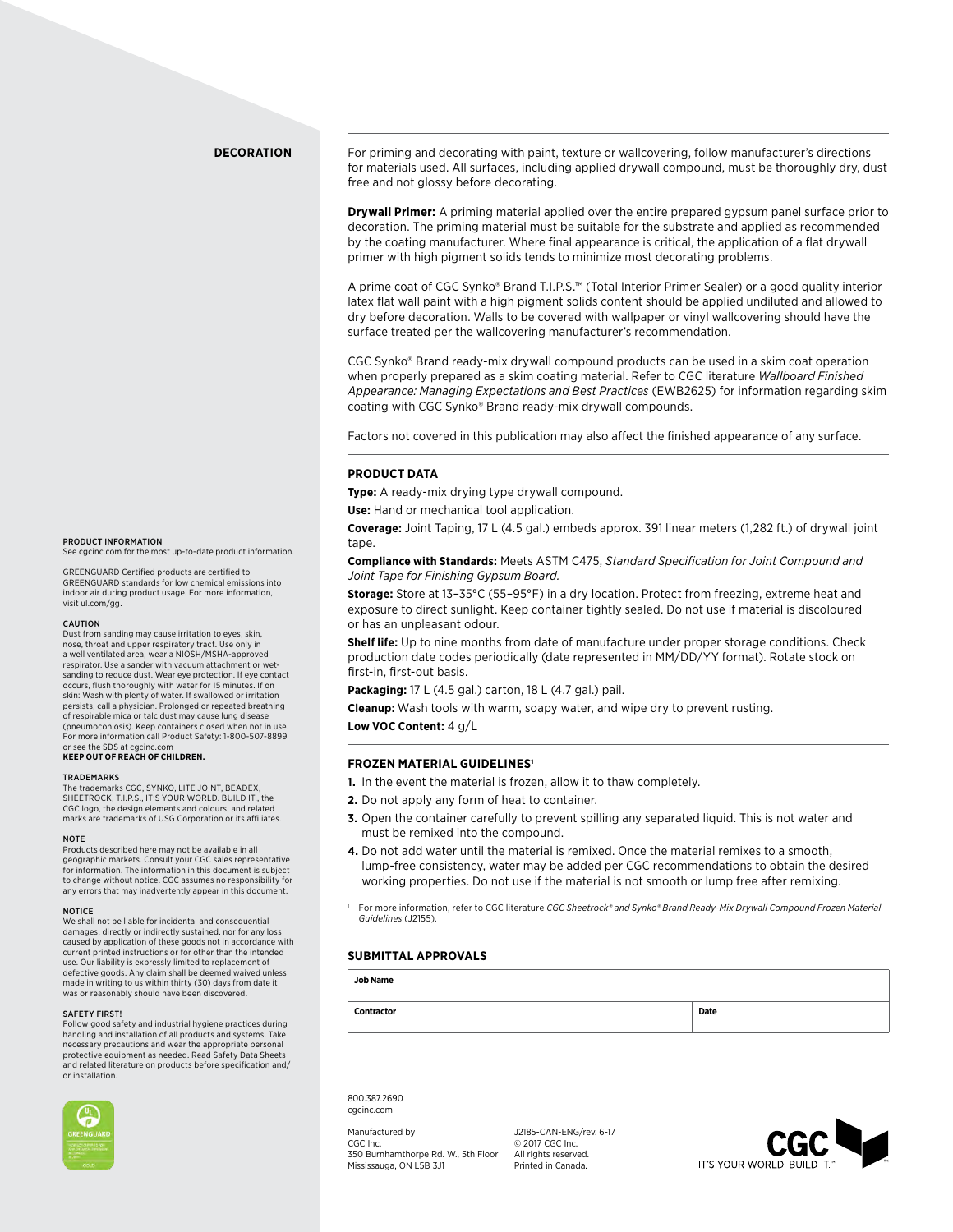## DECORATION

For priming and decorating with paint, texture or wallcovering, follow manufacturer's directions for materials used. All surfaces, including applied drywall compound, must be thoroughly dry, dust free and not glossy before decorating.

**Drywall Primer:** A priming material applied over the entire prepared gypsum panel surface prior to decoration. The priming material must be suitable for the substrate and applied as recommended by the coating manufacturer. Where final appearance is critical, the application of a flat drywall primer with high pigment solids tends to minimize most decorating problems.

A prime coat of CGC Synko® Brand T.I.P.S.™ (Total Interior Primer Sealer) or a good quality interior latex flat wall paint with a high pigment solids content should be applied undiluted and allowed to dry before decoration. Walls to be covered with wallpaper or vinyl wallcovering should have the surface treated per the wallcovering manufacturer's recommendation.

CGC Synko® Brand ready-mix drywall compound products can be used in a skim coat operation when properly prepared as a skim coating material. Refer to CGC literature *Wallboard Finished Appearance: Managing Expectations and Best Practices* (EWB2625) for information regarding skim coating with CGC Synko® Brand ready-mix drywall compounds.

Factors not covered in this publication may also affect the finished appearance of any surface.

## PRODUCT DATA

**Type:** A ready-mix drying type drywall compound.

**Use:** Hand or mechanical tool application.

**Coverage:** Joint Taping, 17 L (4.5 gal.) embeds approx. 391 linear meters (1,282 ft.) of drywall joint tape.

**Compliance with Standards:** Meets ASTM C475, *Standard Specification for Joint Compound and Joint Tape for Finishing Gypsum Board.*

**Storage:** Store at 13–35°C (55–95°F) in a dry location. Protect from freezing, extreme heat and exposure to direct sunlight. Keep container tightly sealed. Do not use if material is discoloured or has an unpleasant odour.

**Shelf life:** Up to nine months from date of manufacture under proper storage conditions. Check production date codes periodically (date represented in MM/DD/YY format). Rotate stock on first-in, first-out basis.

**Packaging:** 17 L (4.5 gal.) carton, 18 L (4.7 gal.) pail.

**Cleanup:** Wash tools with warm, soapy water, and wipe dry to prevent rusting.

**Low VOC Content:** 4 g/L

## FROZEN MATERIAL GUIDELINES[1]

1. In the event the material is frozen, allow it to thaw completely.
2. Do not apply any form of heat to container.
3. Open the container carefully to prevent spilling any separated liquid. This is not water and must be remixed into the compound.
4. Do not add water until the material is remixed. Once the material remixes to a smooth, lump-free consistency, water may be added per CGC recommendations to obtain the desired working properties. Do not use if the material is not smooth or lump free after remixing.

[1] For more information, refer to CGC literature *CGC Sheetrock® and Synko® Brand Ready-Mix Drywall Compound Frozen Material Guidelines* (J2155).

## SUBMITTAL APPROVALS

| | |
|---|---|
| **Job Name** | |
| **Contractor** | **Date** |

**PRODUCT INFORMATION**
See cgcinc.com for the most up-to-date product information.

GREENGUARD Certified products are certified to GREENGUARD standards for low chemical emissions into indoor air during product usage. For more information, visit ul.com/gg.

**CAUTION**
Dust from sanding may cause irritation to eyes, skin, nose, throat and upper respiratory tract. Use only in a well ventilated area, wear a NIOSH/MSHA-approved respirator. Use a sander with vacuum attachment or wet-sanding to reduce dust. Wear eye protection. If eye contact occurs, flush thoroughly with water for 15 minutes. If on skin: Wash with plenty of water. If swallowed or irritation persists, call a physician. Prolonged or repeated breathing of respirable mica or talc dust may cause lung disease (pneumoconiosis). Keep containers closed when not in use. For more information call Product Safety: 1-800-507-8899 or see the SDS at cgcinc.com
**KEEP OUT OF REACH OF CHILDREN.**

**TRADEMARKS**
The trademarks CGC, SYNKO, LITE JOINT, BEADEX, SHEETROCK, T.I.P.S., IT'S YOUR WORLD. BUILD IT., the CGC logo, the design elements and colours, and related marks are trademarks of USG Corporation or its affiliates.

**NOTE**
Products described here may not be available in all geographic markets. Consult your CGC sales representative for information. The information in this document is subject to change without notice. CGC assumes no responsibility for any errors that may inadvertently appear in this document.

**NOTICE**
We shall not be liable for incidental and consequential damages, directly or indirectly sustained, nor for any loss caused by application of these goods not in accordance with current printed instructions or for other than the intended use. Our liability is expressly limited to replacement of defective goods. Any claim shall be deemed waived unless made in writing to us within thirty (30) days from date it was or reasonably should have been discovered.

**SAFETY FIRST!**
Follow good safety and industrial hygiene practices during handling and installation of all products and systems. Take necessary precautions and wear the appropriate personal protective equipment as needed. Read Safety Data Sheets and related literature on products before specification and/or installation.

800.387.2690
cgcinc.com

Manufactured by
CGC Inc.
350 Burnhamthorpe Rd. W., 5th Floor
Mississauga, ON L5B 3J1

J2185-CAN-ENG/rev. 6-17
© 2017 CGC Inc.
All rights reserved.
Printed in Canada.

CGC
IT'S YOUR WORLD. BUILD IT.™